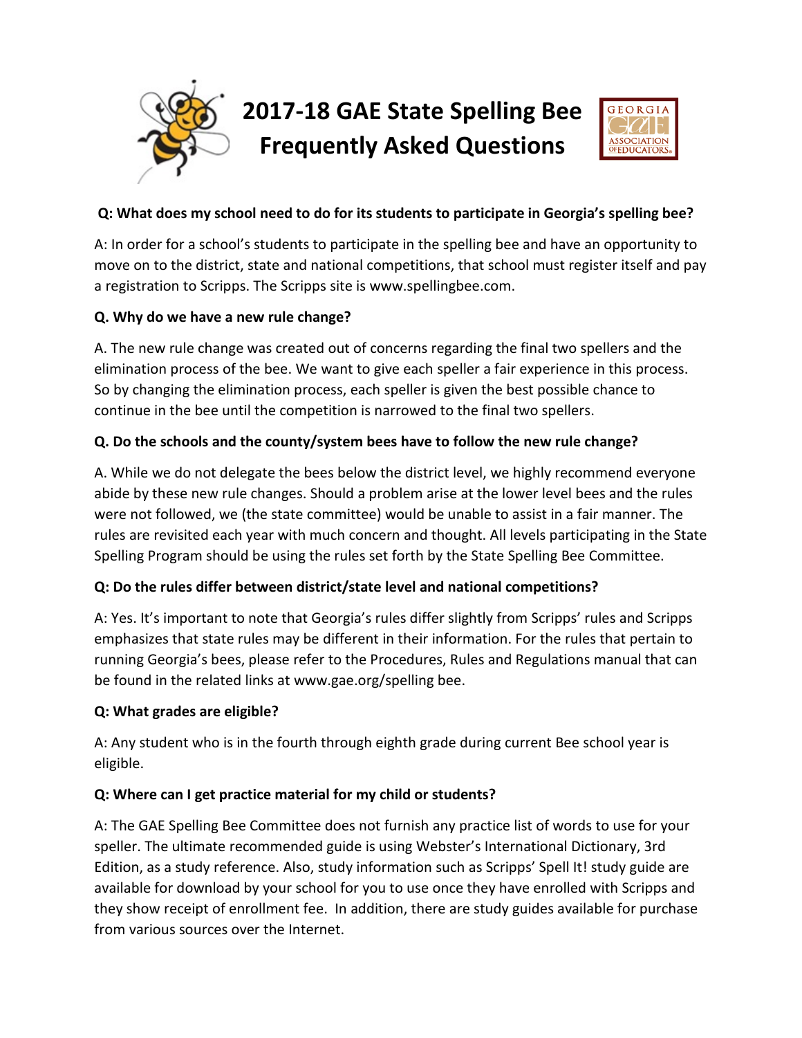# 2017-18 GAE State Spelling Bee Frequently Asked Questions

**Q: What does my school need to do for its students to participate in Georgia's spelling bee?**

A: In order for a school's students to participate in the spelling bee and have an opportunity to move on to the district, state and national competitions, that school must register itself and pay a registration to Scripps. The Scripps site is www.spellingbee.com.

**Q. Why do we have a new rule change?**

A. The new rule change was created out of concerns regarding the final two spellers and the elimination process of the bee. We want to give each speller a fair experience in this process. So by changing the elimination process, each speller is given the best possible chance to continue in the bee until the competition is narrowed to the final two spellers.

**Q. Do the schools and the county/system bees have to follow the new rule change?**

A. While we do not delegate the bees below the district level, we highly recommend everyone abide by these new rule changes. Should a problem arise at the lower level bees and the rules were not followed, we (the state committee) would be unable to assist in a fair manner. The rules are revisited each year with much concern and thought. All levels participating in the State Spelling Program should be using the rules set forth by the State Spelling Bee Committee.

**Q: Do the rules differ between district/state level and national competitions?**

A: Yes. It's important to note that Georgia's rules differ slightly from Scripps' rules and Scripps emphasizes that state rules may be different in their information. For the rules that pertain to running Georgia's bees, please refer to the Procedures, Rules and Regulations manual that can be found in the related links at www.gae.org/spelling bee.

**Q: What grades are eligible?**

A: Any student who is in the fourth through eighth grade during current Bee school year is eligible.

**Q: Where can I get practice material for my child or students?**

A: The GAE Spelling Bee Committee does not furnish any practice list of words to use for your speller. The ultimate recommended guide is using Webster's International Dictionary, 3rd Edition, as a study reference. Also, study information such as Scripps' Spell It! study guide are available for download by your school for you to use once they have enrolled with Scripps and they show receipt of enrollment fee. In addition, there are study guides available for purchase from various sources over the Internet.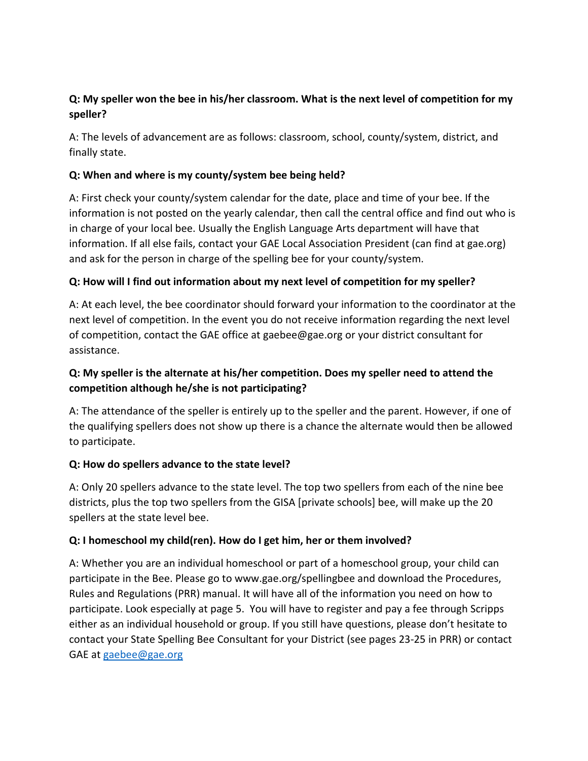**Q: My speller won the bee in his/her classroom. What is the next level of competition for my speller?**

A: The levels of advancement are as follows: classroom, school, county/system, district, and finally state.

**Q: When and where is my county/system bee being held?**

A: First check your county/system calendar for the date, place and time of your bee. If the information is not posted on the yearly calendar, then call the central office and find out who is in charge of your local bee. Usually the English Language Arts department will have that information. If all else fails, contact your GAE Local Association President (can find at gae.org) and ask for the person in charge of the spelling bee for your county/system.

**Q: How will I find out information about my next level of competition for my speller?**

A: At each level, the bee coordinator should forward your information to the coordinator at the next level of competition. In the event you do not receive information regarding the next level of competition, contact the GAE office at gaebee@gae.org or your district consultant for assistance.

**Q: My speller is the alternate at his/her competition. Does my speller need to attend the competition although he/she is not participating?**

A: The attendance of the speller is entirely up to the speller and the parent. However, if one of the qualifying spellers does not show up there is a chance the alternate would then be allowed to participate.

**Q: How do spellers advance to the state level?**

A: Only 20 spellers advance to the state level. The top two spellers from each of the nine bee districts, plus the top two spellers from the GISA [private schools] bee, will make up the 20 spellers at the state level bee.

**Q: I homeschool my child(ren). How do I get him, her or them involved?**

A: Whether you are an individual homeschool or part of a homeschool group, your child can participate in the Bee. Please go to www.gae.org/spellingbee and download the Procedures, Rules and Regulations (PRR) manual. It will have all of the information you need on how to participate. Look especially at page 5. You will have to register and pay a fee through Scripps either as an individual household or group. If you still have questions, please don't hesitate to contact your State Spelling Bee Consultant for your District (see pages 23-25 in PRR) or contact GAE at gaebee@gae.org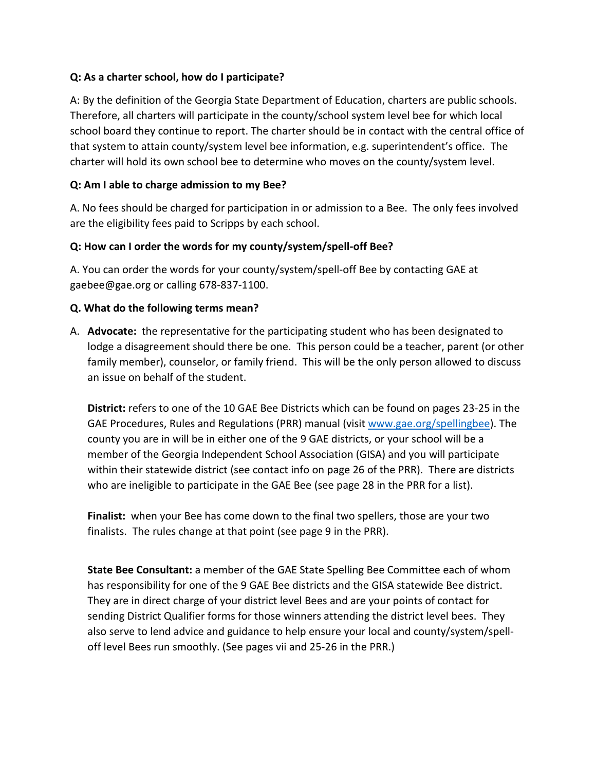**Q: As a charter school, how do I participate?**

A: By the definition of the Georgia State Department of Education, charters are public schools. Therefore, all charters will participate in the county/school system level bee for which local school board they continue to report. The charter should be in contact with the central office of that system to attain county/system level bee information, e.g. superintendent's office. The charter will hold its own school bee to determine who moves on the county/system level.

**Q: Am I able to charge admission to my Bee?**

A. No fees should be charged for participation in or admission to a Bee. The only fees involved are the eligibility fees paid to Scripps by each school.

**Q: How can I order the words for my county/system/spell-off Bee?**

A. You can order the words for your county/system/spell-off Bee by contacting GAE at gaebee@gae.org or calling 678-837-1100.

**Q. What do the following terms mean?**

A. **Advocate:** the representative for the participating student who has been designated to lodge a disagreement should there be one. This person could be a teacher, parent (or other family member), counselor, or family friend. This will be the only person allowed to discuss an issue on behalf of the student.

**District:** refers to one of the 10 GAE Bee Districts which can be found on pages 23-25 in the GAE Procedures, Rules and Regulations (PRR) manual (visit [www.gae.org/spellingbee](http://www.gae.org/spellingbee)). The county you are in will be in either one of the 9 GAE districts, or your school will be a member of the Georgia Independent School Association (GISA) and you will participate within their statewide district (see contact info on page 26 of the PRR). There are districts who are ineligible to participate in the GAE Bee (see page 28 in the PRR for a list).

**Finalist:** when your Bee has come down to the final two spellers, those are your two finalists. The rules change at that point (see page 9 in the PRR).

**State Bee Consultant:** a member of the GAE State Spelling Bee Committee each of whom has responsibility for one of the 9 GAE Bee districts and the GISA statewide Bee district. They are in direct charge of your district level Bees and are your points of contact for sending District Qualifier forms for those winners attending the district level bees. They also serve to lend advice and guidance to help ensure your local and county/system/spell-off level Bees run smoothly. (See pages vii and 25-26 in the PRR.)